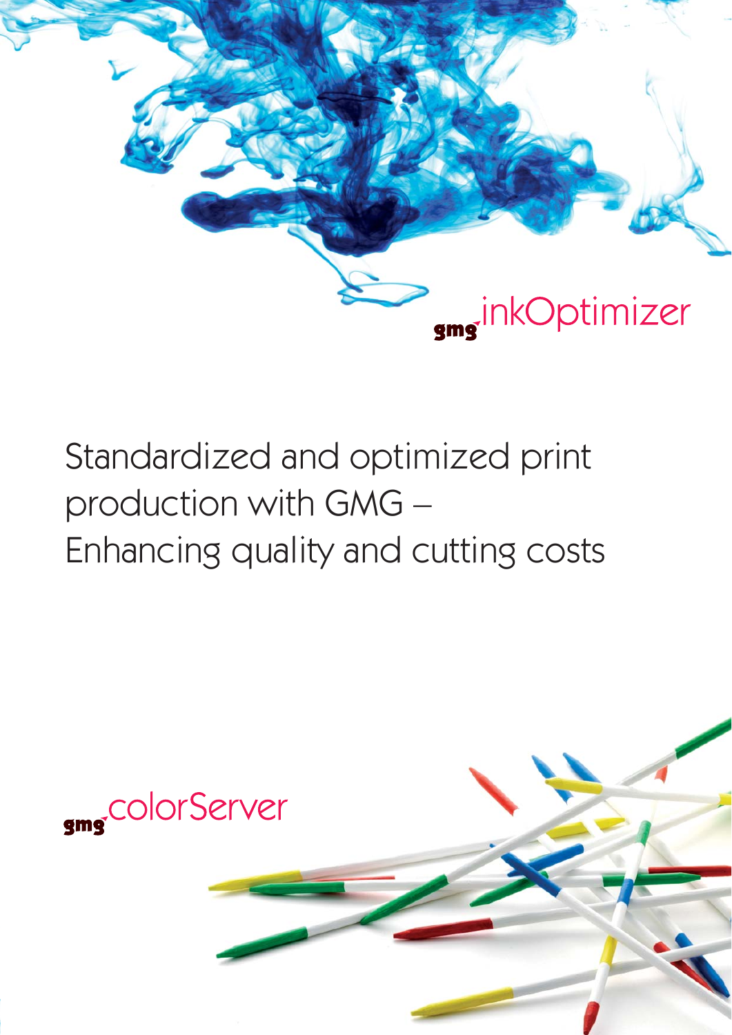gmg inkOptimizer

# Standardized and optimized print production with GMG – Enhancing quality and cutting costs

gmg colorServer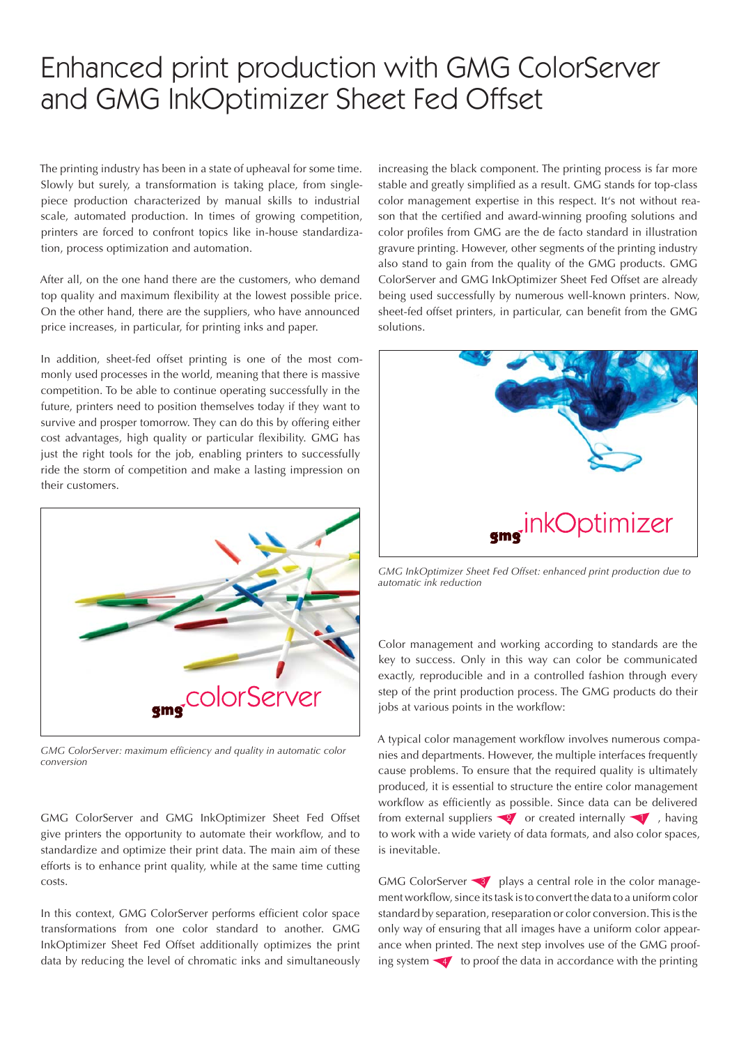# Enhanced print production with GMG ColorServer and GMG InkOptimizer Sheet Fed Offset

The printing industry has been in a state of upheaval for some time. Slowly but surely, a transformation is taking place, from single-piece production characterized by manual skills to industrial scale, automated production. In times of growing competition, printers are forced to confront topics like in-house standardization, process optimization and automation.

After all, on the one hand there are the customers, who demand top quality and maximum flexibility at the lowest possible price. On the other hand, there are the suppliers, who have announced price increases, in particular, for printing inks and paper.

In addition, sheet-fed offset printing is one of the most commonly used processes in the world, meaning that there is massive competition. To be able to continue operating successfully in the future, printers need to position themselves today if they want to survive and prosper tomorrow. They can do this by offering either cost advantages, high quality or particular flexibility. GMG has just the right tools for the job, enabling printers to successfully ride the storm of competition and make a lasting impression on their customers.

*GMG ColorServer: maximum efficiency and quality in automatic color conversion*

GMG ColorServer and GMG InkOptimizer Sheet Fed Offset give printers the opportunity to automate their workflow, and to standardize and optimize their print data. The main aim of these efforts is to enhance print quality, while at the same time cutting costs.

In this context, GMG ColorServer performs efficient color space transformations from one color standard to another. GMG InkOptimizer Sheet Fed Offset additionally optimizes the print data by reducing the level of chromatic inks and simultaneously increasing the black component. The printing process is far more stable and greatly simplified as a result. GMG stands for top-class color management expertise in this respect. It's not without reason that the certified and award-winning proofing solutions and color profiles from GMG are the de facto standard in illustration gravure printing. However, other segments of the printing industry also stand to gain from the quality of the GMG products. GMG ColorServer and GMG InkOptimizer Sheet Fed Offset are already being used successfully by numerous well-known printers. Now, sheet-fed offset printers, in particular, can benefit from the GMG solutions.

*GMG InkOptimizer Sheet Fed Offset: enhanced print production due to automatic ink reduction*

Color management and working according to standards are the key to success. Only in this way can color be communicated exactly, reproducible and in a controlled fashion through every step of the print production process. The GMG products do their jobs at various points in the workflow:

A typical color management workflow involves numerous companies and departments. However, the multiple interfaces frequently cause problems. To ensure that the required quality is ultimately produced, it is essential to structure the entire color management workflow as efficiently as possible. Since data can be delivered from external suppliers (2) or created internally (1), having to work with a wide variety of data formats, and also color spaces, is inevitable.

GMG ColorServer (3) plays a central role in the color management workflow, since its task is to convert the data to a uniform color standard by separation, reseparation or color conversion. This is the only way of ensuring that all images have a uniform color appearance when printed. The next step involves use of the GMG proofing system (4) to proof the data in accordance with the printing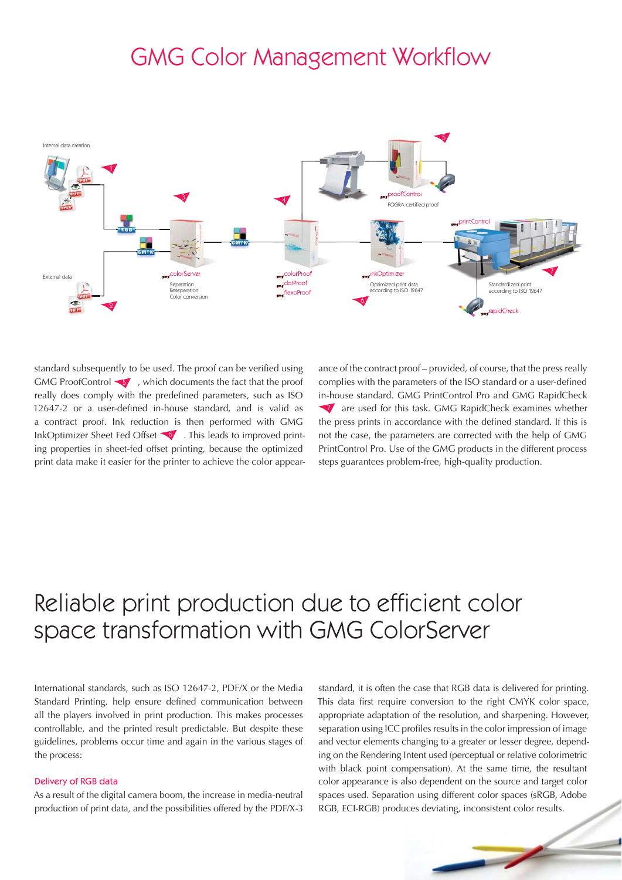# GMG Color Management Workflow

Internal data creation

External data

colorServer
Separation
Reseparation
Color conversion

colorProof
dotProof
flexoProof

proofControl
FOGRA-certified proof

inkOptimizer
Optimized print data according to ISO 12647

printControl
Standardized print according to ISO 12647

rapidCheck

standard subsequently to be used. The proof can be verified using GMG ProofControl 5, which documents the fact that the proof really does comply with the predefined parameters, such as ISO 12647-2 or a user-defined in-house standard, and is valid as a contract proof. Ink reduction is then performed with GMG InkOptimizer Sheet Fed Offset 6. This leads to improved printing properties in sheet-fed offset printing, because the optimized print data make it easier for the printer to achieve the color appearance of the contract proof – provided, of course, that the press really complies with the parameters of the ISO standard or a user-defined in-house standard. GMG PrintControl Pro and GMG RapidCheck 7 are used for this task. GMG RapidCheck examines whether the press prints in accordance with the defined standard. If this is not the case, the parameters are corrected with the help of GMG PrintControl Pro. Use of the GMG products in the different process steps guarantees problem-free, high-quality production.

# Reliable print production due to efficient color space transformation with GMG ColorServer

International standards, such as ISO 12647-2, PDF/X or the Media Standard Printing, help ensure defined communication between all the players involved in print production. This makes processes controllable, and the printed result predictable. But despite these guidelines, problems occur time and again in the various stages of the process:

### Delivery of RGB data

As a result of the digital camera boom, the increase in media-neutral production of print data, and the possibilities offered by the PDF/X-3 standard, it is often the case that RGB data is delivered for printing. This data first require conversion to the right CMYK color space, appropriate adaptation of the resolution, and sharpening. However, separation using ICC profiles results in the color impression of image and vector elements changing to a greater or lesser degree, depending on the Rendering Intent used (perceptual or relative colorimetric with black point compensation). At the same time, the resultant color appearance is also dependent on the source and target color spaces used. Separation using different color spaces (sRGB, Adobe RGB, ECI-RGB) produces deviating, inconsistent color results.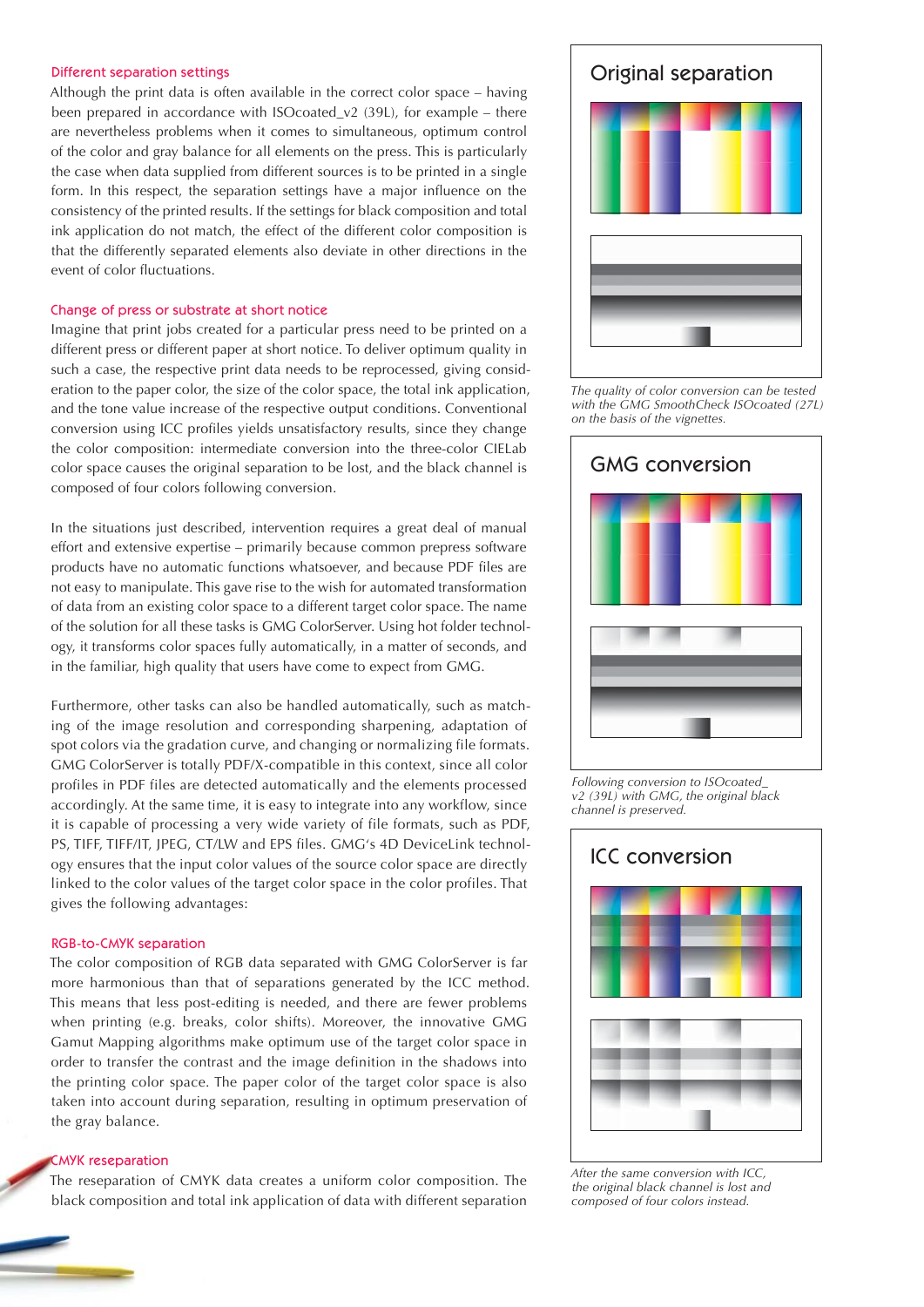### Different separation settings

Although the print data is often available in the correct color space – having been prepared in accordance with ISOcoated_v2 (39L), for example – there are nevertheless problems when it comes to simultaneous, optimum control of the color and gray balance for all elements on the press. This is particularly the case when data supplied from different sources is to be printed in a single form. In this respect, the separation settings have a major influence on the consistency of the printed results. If the settings for black composition and total ink application do not match, the effect of the different color composition is that the differently separated elements also deviate in other directions in the event of color fluctuations.

### Change of press or substrate at short notice

Imagine that print jobs created for a particular press need to be printed on a different press or different paper at short notice. To deliver optimum quality in such a case, the respective print data needs to be reprocessed, giving consideration to the paper color, the size of the color space, the total ink application, and the tone value increase of the respective output conditions. Conventional conversion using ICC profiles yields unsatisfactory results, since they change the color composition: intermediate conversion into the three-color CIELab color space causes the original separation to be lost, and the black channel is composed of four colors following conversion.

In the situations just described, intervention requires a great deal of manual effort and extensive expertise – primarily because common prepress software products have no automatic functions whatsoever, and because PDF files are not easy to manipulate. This gave rise to the wish for automated transformation of data from an existing color space to a different target color space. The name of the solution for all these tasks is GMG ColorServer. Using hot folder technology, it transforms color spaces fully automatically, in a matter of seconds, and in the familiar, high quality that users have come to expect from GMG.

Furthermore, other tasks can also be handled automatically, such as matching of the image resolution and corresponding sharpening, adaptation of spot colors via the gradation curve, and changing or normalizing file formats. GMG ColorServer is totally PDF/X-compatible in this context, since all color profiles in PDF files are detected automatically and the elements processed accordingly. At the same time, it is easy to integrate into any workflow, since it is capable of processing a very wide variety of file formats, such as PDF, PS, TIFF, TIFF/IT, JPEG, CT/LW and EPS files. GMG's 4D DeviceLink technology ensures that the input color values of the source color space are directly linked to the color values of the target color space in the color profiles. That gives the following advantages:

### RGB-to-CMYK separation

The color composition of RGB data separated with GMG ColorServer is far more harmonious than that of separations generated by the ICC method. This means that less post-editing is needed, and there are fewer problems when printing (e.g. breaks, color shifts). Moreover, the innovative GMG Gamut Mapping algorithms make optimum use of the target color space in order to transfer the contrast and the image definition in the shadows into the printing color space. The paper color of the target color space is also taken into account during separation, resulting in optimum preservation of the gray balance.

### CMYK reseparation

The reseparation of CMYK data creates a uniform color composition. The black composition and total ink application of data with different separation

**Original separation**

*The quality of color conversion can be tested with the GMG SmoothCheck ISOcoated (27L) on the basis of the vignettes.*

**GMG conversion**

*Following conversion to ISOcoated_v2 (39L) with GMG, the original black channel is preserved.*

**ICC conversion**

*After the same conversion with ICC, the original black channel is lost and composed of four colors instead.*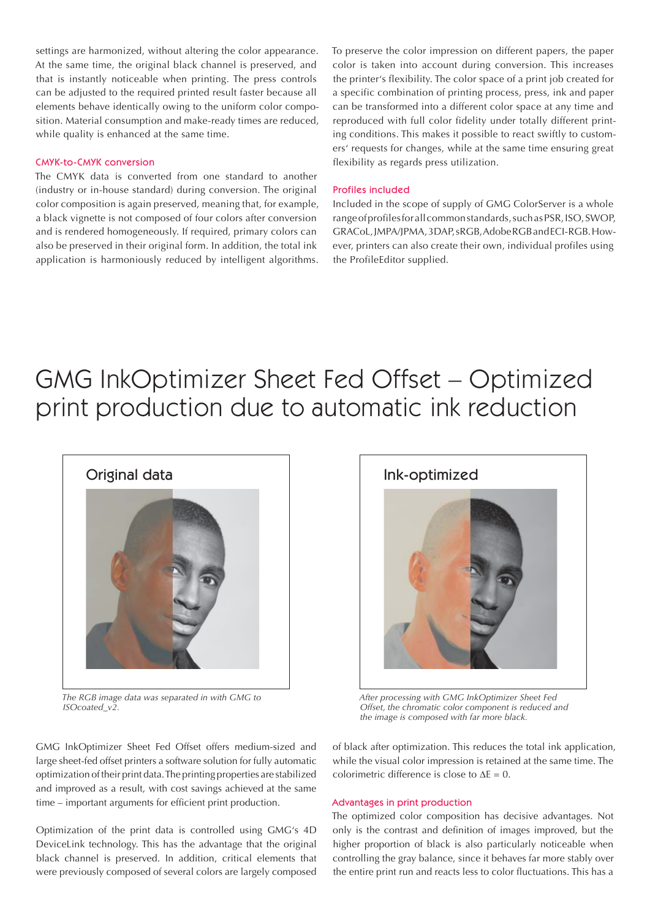settings are harmonized, without altering the color appearance. At the same time, the original black channel is preserved, and that is instantly noticeable when printing. The press controls can be adjusted to the required printed result faster because all elements behave identically owing to the uniform color composition. Material consumption and make-ready times are reduced, while quality is enhanced at the same time.

### CMYK-to-CMYK conversion

The CMYK data is converted from one standard to another (industry or in-house standard) during conversion. The original color composition is again preserved, meaning that, for example, a black vignette is not composed of four colors after conversion and is rendered homogeneously. If required, primary colors can also be preserved in their original form. In addition, the total ink application is harmoniously reduced by intelligent algorithms.

To preserve the color impression on different papers, the paper color is taken into account during conversion. This increases the printer's flexibility. The color space of a print job created for a specific combination of printing process, press, ink and paper can be transformed into a different color space at any time and reproduced with full color fidelity under totally different printing conditions. This makes it possible to react swiftly to customers' requests for changes, while at the same time ensuring great flexibility as regards press utilization.

### Profiles included

Included in the scope of supply of GMG ColorServer is a whole range of profiles for all common standards, such as PSR, ISO, SWOP, GRACoL, JMPA/JPMA, 3DAP, sRGB, AdobeRGB and ECI-RGB. However, printers can also create their own, individual profiles using the ProfileEditor supplied.

# GMG InkOptimizer Sheet Fed Offset – Optimized print production due to automatic ink reduction

Original data

*The RGB image data was separated in with GMG to ISOcoated_v2.*

Ink-optimized

*After processing with GMG InkOptimizer Sheet Fed Offset, the chromatic color component is reduced and the image is composed with far more black.*

GMG InkOptimizer Sheet Fed Offset offers medium-sized and large sheet-fed offset printers a software solution for fully automatic optimization of their print data. The printing properties are stabilized and improved as a result, with cost savings achieved at the same time – important arguments for efficient print production.

Optimization of the print data is controlled using GMG's 4D DeviceLink technology. This has the advantage that the original black channel is preserved. In addition, critical elements that were previously composed of several colors are largely composed of black after optimization. This reduces the total ink application, while the visual color impression is retained at the same time. The colorimetric difference is close to $\Delta E = 0$.

### Advantages in print production

The optimized color composition has decisive advantages. Not only is the contrast and definition of images improved, but the higher proportion of black is also particularly noticeable when controlling the gray balance, since it behaves far more stably over the entire print run and reacts less to color fluctuations. This has a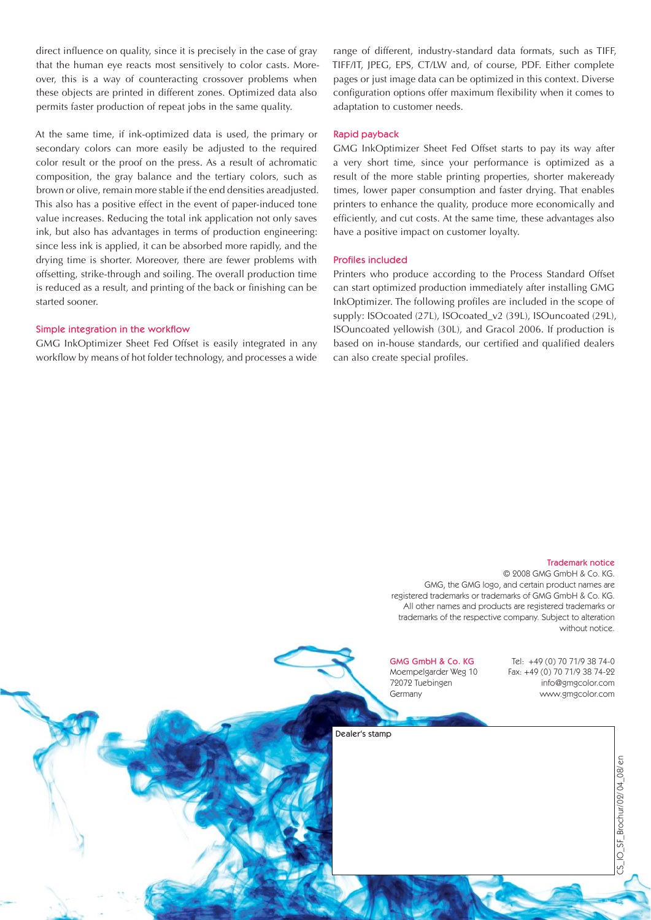direct influence on quality, since it is precisely in the case of gray that the human eye reacts most sensitively to color casts. Moreover, this is a way of counteracting crossover problems when these objects are printed in different zones. Optimized data also permits faster production of repeat jobs in the same quality.

At the same time, if ink-optimized data is used, the primary or secondary colors can more easily be adjusted to the required color result or the proof on the press. As a result of achromatic composition, the gray balance and the tertiary colors, such as brown or olive, remain more stable if the end densities areadjusted. This also has a positive effect in the event of paper-induced tone value increases. Reducing the total ink application not only saves ink, but also has advantages in terms of production engineering: since less ink is applied, it can be absorbed more rapidly, and the drying time is shorter. Moreover, there are fewer problems with offsetting, strike-through and soiling. The overall production time is reduced as a result, and printing of the back or finishing can be started sooner.

### Simple integration in the workflow

GMG InkOptimizer Sheet Fed Offset is easily integrated in any workflow by means of hot folder technology, and processes a wide range of different, industry-standard data formats, such as TIFF, TIFF/IT, JPEG, EPS, CT/LW and, of course, PDF. Either complete pages or just image data can be optimized in this context. Diverse configuration options offer maximum flexibility when it comes to adaptation to customer needs.

### Rapid payback

GMG InkOptimizer Sheet Fed Offset starts to pay its way after a very short time, since your performance is optimized as a result of the more stable printing properties, shorter makeready times, lower paper consumption and faster drying. That enables printers to enhance the quality, produce more economically and efficiently, and cut costs. At the same time, these advantages also have a positive impact on customer loyalty.

### Profiles included

Printers who produce according to the Process Standard Offset can start optimized production immediately after installing GMG InkOptimizer. The following profiles are included in the scope of supply: ISOcoated (27L), ISOcoated_v2 (39L), ISOuncoated (29L), ISOuncoated yellowish (30L), and Gracol 2006. If production is based on in-house standards, our certified and qualified dealers can also create special profiles.

#### Trademark notice

© 2008 GMG GmbH & Co. KG.
GMG, the GMG logo, and certain product names are registered trademarks or trademarks of GMG GmbH & Co. KG. All other names and products are registered trademarks or trademarks of the respective company. Subject to alteration without notice.

**GMG GmbH & Co. KG**
Moempelgarder Weg 10
72072 Tuebingen
Germany

Tel: +49 (0) 70 71/9 38 74-0
Fax: +49 (0) 70 71/9 38 74-22
info@gmgcolor.com
www.gmgcolor.com

Dealer's stamp

CS_IO_SF_Brochur/02/04_08/en